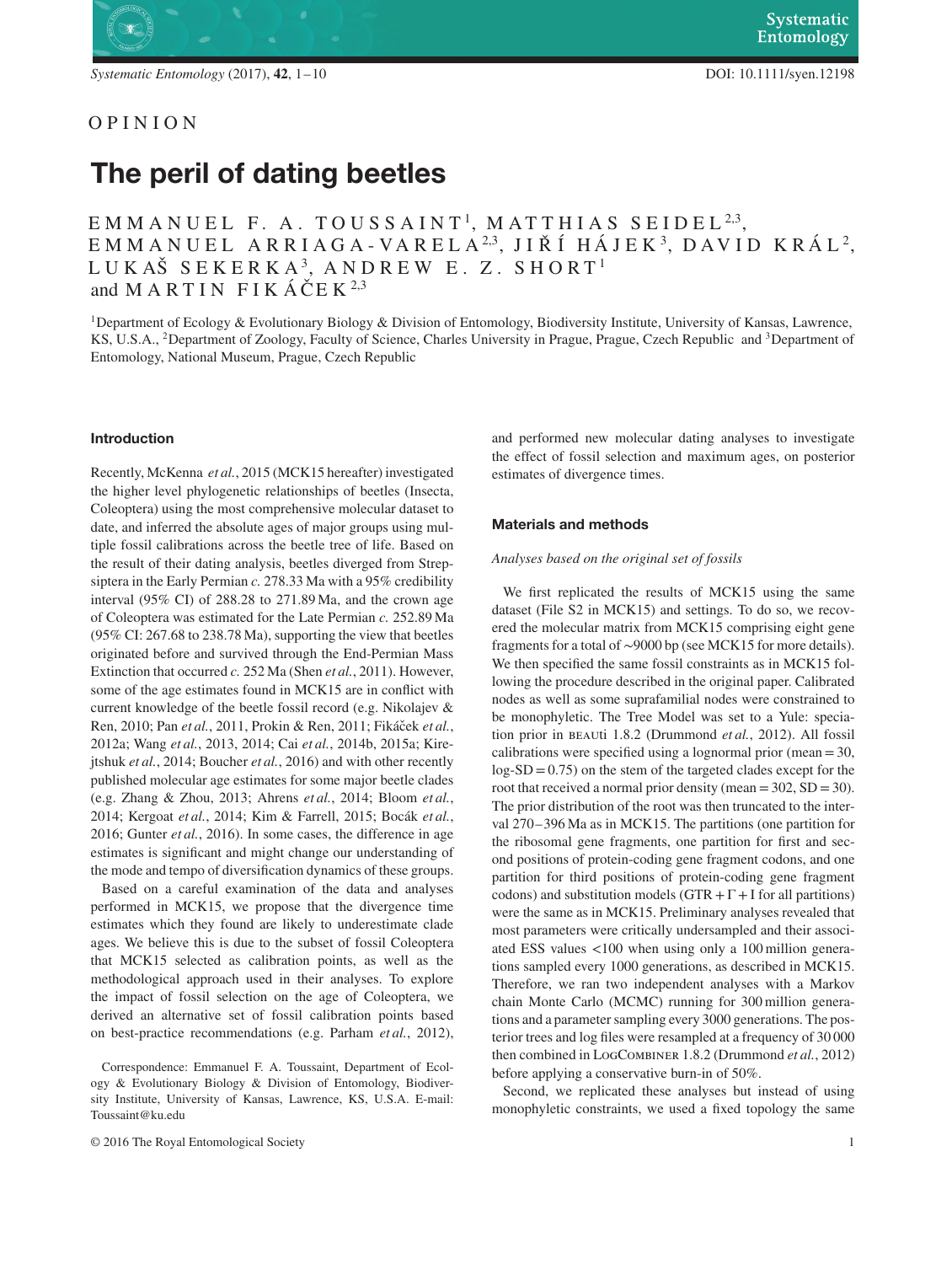OPINION

# The peril of dating beetles

EMMANUEL F. A. TOUSSAINT[1], MATTHIAS SEIDEL[2,3], EMMANUEL ARRIAGA-VARELA[2,3], JIŘÍ HÁJEK[3], DAVID KRÁL[2], LUKAŠ SEKERKA[3], ANDREW E. Z. SHORT[1] and MARTIN FIKÁČEK[2,3]

[1]Department of Ecology & Evolutionary Biology & Division of Entomology, Biodiversity Institute, University of Kansas, Lawrence, KS, U.S.A., [2]Department of Zoology, Faculty of Science, Charles University in Prague, Prague, Czech Republic and [3]Department of Entomology, National Museum, Prague, Czech Republic

## Introduction

Recently, McKenna *et al.*, 2015 (MCK15 hereafter) investigated the higher level phylogenetic relationships of beetles (Insecta, Coleoptera) using the most comprehensive molecular dataset to date, and inferred the absolute ages of major groups using multiple fossil calibrations across the beetle tree of life. Based on the result of their dating analysis, beetles diverged from Strepsiptera in the Early Permian *c.* 278.33 Ma with a 95% credibility interval (95% CI) of 288.28 to 271.89 Ma, and the crown age of Coleoptera was estimated for the Late Permian *c.* 252.89 Ma (95% CI: 267.68 to 238.78 Ma), supporting the view that beetles originated before and survived through the End-Permian Mass Extinction that occurred *c.* 252 Ma (Shen *et al.*, 2011). However, some of the age estimates found in MCK15 are in conflict with current knowledge of the beetle fossil record (e.g. Nikolajev & Ren, 2010; Pan *et al.*, 2011, Prokin & Ren, 2011; Fikáček *et al.*, 2012a; Wang *et al.*, 2013, 2014; Cai *et al.*, 2014b, 2015a; Kirejtshuk *et al.*, 2014; Boucher *et al.*, 2016) and with other recently published molecular age estimates for some major beetle clades (e.g. Zhang & Zhou, 2013; Ahrens *et al.*, 2014; Bloom *et al.*, 2014; Kergoat *et al.*, 2014; Kim & Farrell, 2015; Bocák *et al.*, 2016; Gunter *et al.*, 2016). In some cases, the difference in age estimates is significant and might change our understanding of the mode and tempo of diversification dynamics of these groups.

Based on a careful examination of the data and analyses performed in MCK15, we propose that the divergence time estimates which they found are likely to underestimate clade ages. We believe this is due to the subset of fossil Coleoptera that MCK15 selected as calibration points, as well as the methodological approach used in their analyses. To explore the impact of fossil selection on the age of Coleoptera, we derived an alternative set of fossil calibration points based on best-practice recommendations (e.g. Parham *et al.*, 2012), and performed new molecular dating analyses to investigate the effect of fossil selection and maximum ages, on posterior estimates of divergence times.

Correspondence: Emmanuel F. A. Toussaint, Department of Ecology & Evolutionary Biology & Division of Entomology, Biodiversity Institute, University of Kansas, Lawrence, KS, U.S.A. E-mail: Toussaint@ku.edu

© 2016 The Royal Entomological Society

## Materials and methods

### *Analyses based on the original set of fossils*

We first replicated the results of MCK15 using the same dataset (File S2 in MCK15) and settings. To do so, we recovered the molecular matrix from MCK15 comprising eight gene fragments for a total of ~9000 bp (see MCK15 for more details). We then specified the same fossil constraints as in MCK15 following the procedure described in the original paper. Calibrated nodes as well as some suprafamilial nodes were constrained to be monophyletic. The Tree Model was set to a Yule: speciation prior in BEAUti 1.8.2 (Drummond *et al.*, 2012). All fossil calibrations were specified using a lognormal prior (mean = 30, log-SD = 0.75) on the stem of the targeted clades except for the root that received a normal prior density (mean = 302, SD = 30). The prior distribution of the root was then truncated to the interval 270–396 Ma as in MCK15. The partitions (one partition for the ribosomal gene fragments, one partition for first and second positions of protein-coding gene fragment codons, and one partition for third positions of protein-coding gene fragment codons) and substitution models (GTR + Γ + I for all partitions) were the same as in MCK15. Preliminary analyses revealed that most parameters were critically undersampled and their associated ESS values <100 when using only a 100 million generations sampled every 1000 generations, as described in MCK15. Therefore, we ran two independent analyses with a Markov chain Monte Carlo (MCMC) running for 300 million generations and a parameter sampling every 3000 generations. The posterior trees and log files were resampled at a frequency of 30 000 then combined in LogCombiner 1.8.2 (Drummond *et al.*, 2012) before applying a conservative burn-in of 50%.

Second, we replicated these analyses but instead of using monophyletic constraints, we used a fixed topology the same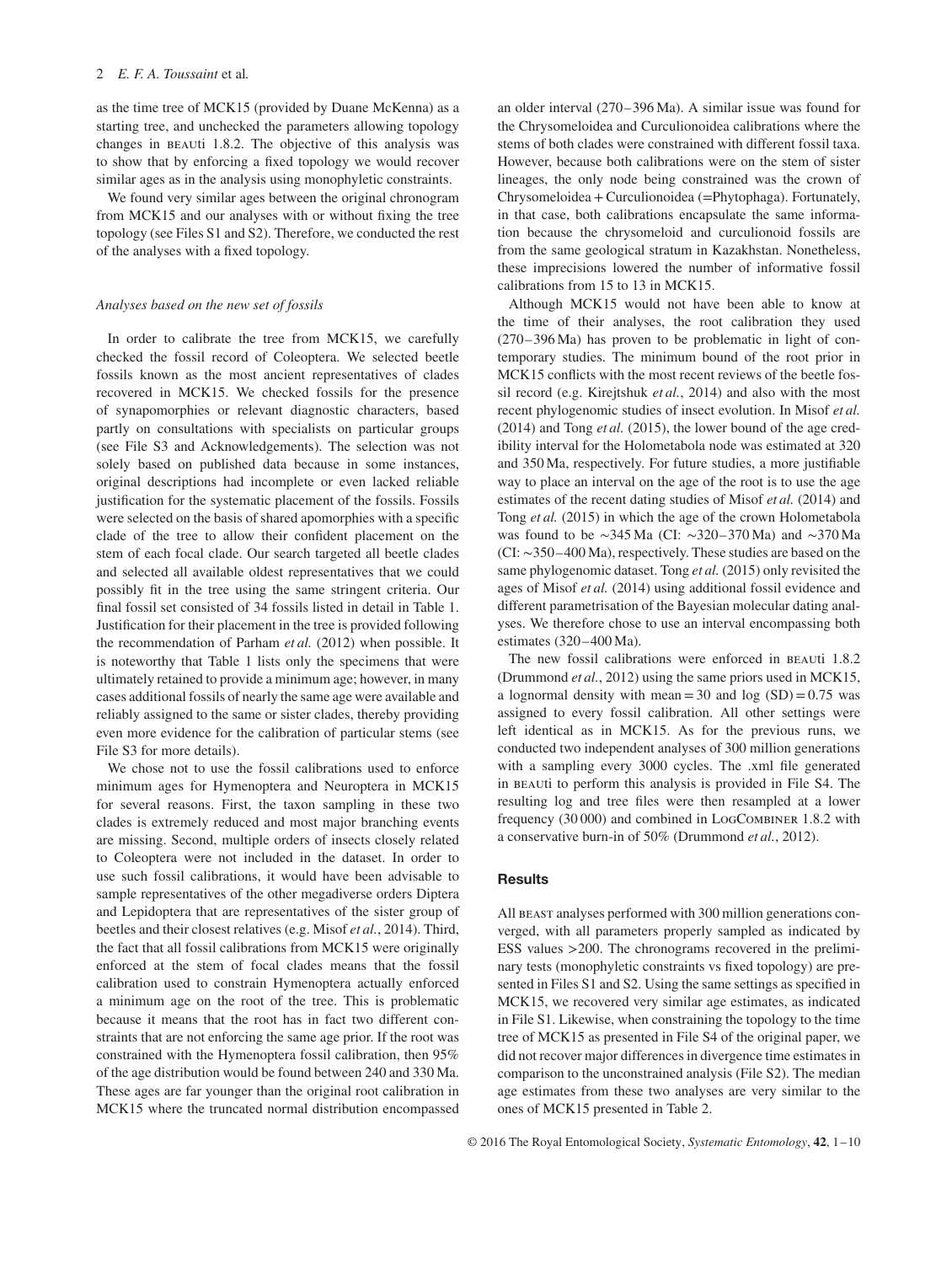as the time tree of MCK15 (provided by Duane McKenna) as a starting tree, and unchecked the parameters allowing topology changes in BEAUti 1.8.2. The objective of this analysis was to show that by enforcing a fixed topology we would recover similar ages as in the analysis using monophyletic constraints.

We found very similar ages between the original chronogram from MCK15 and our analyses with or without fixing the tree topology (see Files S1 and S2). Therefore, we conducted the rest of the analyses with a fixed topology.

*Analyses based on the new set of fossils*

In order to calibrate the tree from MCK15, we carefully checked the fossil record of Coleoptera. We selected beetle fossils known as the most ancient representatives of clades recovered in MCK15. We checked fossils for the presence of synapomorphies or relevant diagnostic characters, based partly on consultations with specialists on particular groups (see File S3 and Acknowledgements). The selection was not solely based on published data because in some instances, original descriptions had incomplete or even lacked reliable justification for the systematic placement of the fossils. Fossils were selected on the basis of shared apomorphies with a specific clade of the tree to allow their confident placement on the stem of each focal clade. Our search targeted all beetle clades and selected all available oldest representatives that we could possibly fit in the tree using the same stringent criteria. Our final fossil set consisted of 34 fossils listed in detail in Table 1. Justification for their placement in the tree is provided following the recommendation of Parham *et al.* (2012) when possible. It is noteworthy that Table 1 lists only the specimens that were ultimately retained to provide a minimum age; however, in many cases additional fossils of nearly the same age were available and reliably assigned to the same or sister clades, thereby providing even more evidence for the calibration of particular stems (see File S3 for more details).

We chose not to use the fossil calibrations used to enforce minimum ages for Hymenoptera and Neuroptera in MCK15 for several reasons. First, the taxon sampling in these two clades is extremely reduced and most major branching events are missing. Second, multiple orders of insects closely related to Coleoptera were not included in the dataset. In order to use such fossil calibrations, it would have been advisable to sample representatives of the other megadiverse orders Diptera and Lepidoptera that are representatives of the sister group of beetles and their closest relatives (e.g. Misof *et al.*, 2014). Third, the fact that all fossil calibrations from MCK15 were originally enforced at the stem of focal clades means that the fossil calibration used to constrain Hymenoptera actually enforced a minimum age on the root of the tree. This is problematic because it means that the root has in fact two different constraints that are not enforcing the same age prior. If the root was constrained with the Hymenoptera fossil calibration, then 95% of the age distribution would be found between 240 and 330 Ma. These ages are far younger than the original root calibration in MCK15 where the truncated normal distribution encompassed an older interval (270–396 Ma). A similar issue was found for the Chrysomeloidea and Curculionoidea calibrations where the stems of both clades were constrained with different fossil taxa. However, because both calibrations were on the stem of sister lineages, the only node being constrained was the crown of Chrysomeloidea + Curculionoidea (=Phytophaga). Fortunately, in that case, both calibrations encapsulate the same information because the chrysomeloid and curculionoid fossils are from the same geological stratum in Kazakhstan. Nonetheless, these imprecisions lowered the number of informative fossil calibrations from 15 to 13 in MCK15.

Although MCK15 would not have been able to know at the time of their analyses, the root calibration they used (270–396 Ma) has proven to be problematic in light of contemporary studies. The minimum bound of the root prior in MCK15 conflicts with the most recent reviews of the beetle fossil record (e.g. Kirejtshuk *et al.*, 2014) and also with the most recent phylogenomic studies of insect evolution. In Misof *et al.* (2014) and Tong *et al.* (2015), the lower bound of the age credibility interval for the Holometabola node was estimated at 320 and 350 Ma, respectively. For future studies, a more justifiable way to place an interval on the age of the root is to use the age estimates of the recent dating studies of Misof *et al.* (2014) and Tong *et al.* (2015) in which the age of the crown Holometabola was found to be ∼345 Ma (CI: ∼320–370 Ma) and ∼370 Ma (CI: ∼350–400 Ma), respectively. These studies are based on the same phylogenomic dataset. Tong *et al.* (2015) only revisited the ages of Misof *et al.* (2014) using additional fossil evidence and different parametrisation of the Bayesian molecular dating analyses. We therefore chose to use an interval encompassing both estimates (320–400 Ma).

The new fossil calibrations were enforced in BEAUti 1.8.2 (Drummond *et al.*, 2012) using the same priors used in MCK15, a lognormal density with mean = 30 and log (SD) = 0.75 was assigned to every fossil calibration. All other settings were left identical as in MCK15. As for the previous runs, we conducted two independent analyses of 300 million generations with a sampling every 3000 cycles. The .xml file generated in BEAUti to perform this analysis is provided in File S4. The resulting log and tree files were then resampled at a lower frequency (30 000) and combined in LogCombiner 1.8.2 with a conservative burn-in of 50% (Drummond *et al.*, 2012).

## Results

All BEAST analyses performed with 300 million generations converged, with all parameters properly sampled as indicated by ESS values >200. The chronograms recovered in the preliminary tests (monophyletic constraints vs fixed topology) are presented in Files S1 and S2. Using the same settings as specified in MCK15, we recovered very similar age estimates, as indicated in File S1. Likewise, when constraining the topology to the time tree of MCK15 as presented in File S4 of the original paper, we did not recover major differences in divergence time estimates in comparison to the unconstrained analysis (File S2). The median age estimates from these two analyses are very similar to the ones of MCK15 presented in Table 2.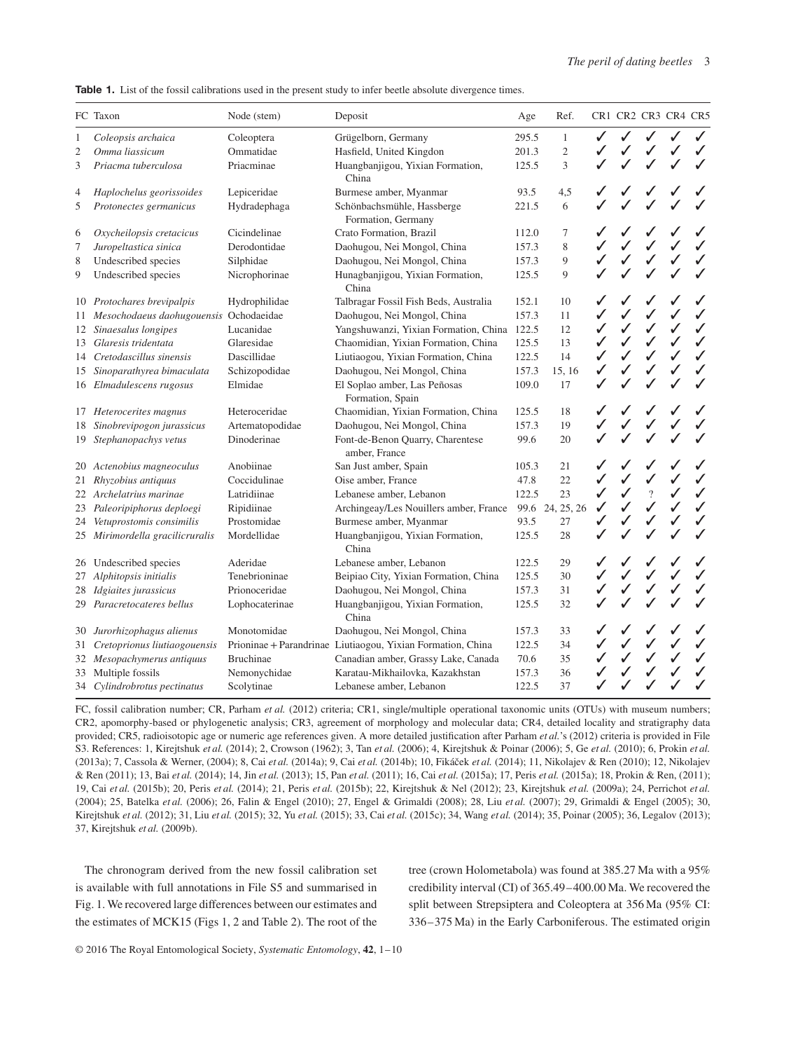**Table 1.** List of the fossil calibrations used in the present study to infer beetle absolute divergence times.

| FC | Taxon | Node (stem) | Deposit | Age | Ref. | CR1 | CR2 | CR3 | CR4 | CR5 |
|---|---|---|---|---|---|---|---|---|---|---|
| 1 | *Coleopsis archaica* | Coleoptera | Grügelborn, Germany | 295.5 | 1 | ✓ | ✓ | ✓ | ✓ | ✓ |
| 2 | *Omma liassicum* | Ommatidae | Hasfield, United Kingdon | 201.3 | 2 | ✓ | ✓ | ✓ | ✓ | ✓ |
| 3 | *Priacma tuberculosa* | Priacminae | Huangbanjigou, Yixian Formation, China | 125.5 | 3 | ✓ | ✓ | ✓ | ✓ | ✓ |
| 4 | *Haplochelus georissoides* | Lepiceridae | Burmese amber, Myanmar | 93.5 | 4,5 | ✓ | ✓ | ✓ | ✓ | ✓ |
| 5 | *Protonectes germanicus* | Hydradephaga | Schönbachsmühle, Hassberge Formation, Germany | 221.5 | 6 | ✓ | ✓ | ✓ | ✓ | ✓ |
| 6 | *Oxycheilopsis cretacicus* | Cicindelinae | Crato Formation, Brazil | 112.0 | 7 | ✓ | ✓ | ✓ | ✓ | ✓ |
| 7 | *Juropeltastica sinica* | Derodontidae | Daohugou, Nei Mongol, China | 157.3 | 8 | ✓ | ✓ | ✓ | ✓ | ✓ |
| 8 | Undescribed species | Silphidae | Daohugou, Nei Mongol, China | 157.3 | 9 | ✓ | ✓ | ✓ | ✓ | ✓ |
| 9 | Undescribed species | Nicrophorinae | Hunagbanjigou, Yixian Formation, China | 125.5 | 9 | ✓ | ✓ | ✓ | ✓ | ✓ |
| 10 | *Protochares brevipalpis* | Hydrophilidae | Talbragar Fossil Fish Beds, Australia | 152.1 | 10 | ✓ | ✓ | ✓ | ✓ | ✓ |
| 11 | *Mesochodaeus daohugouensis* | Ochodaeidae | Daohugou, Nei Mongol, China | 157.3 | 11 | ✓ | ✓ | ✓ | ✓ | ✓ |
| 12 | *Sinaesalus longipes* | Lucanidae | Yangshuwanzi, Yixian Formation, China | 122.5 | 12 | ✓ | ✓ | ✓ | ✓ | ✓ |
| 13 | *Glaresis tridentata* | Glaresidae | Chaomidian, Yixian Formation, China | 125.5 | 13 | ✓ | ✓ | ✓ | ✓ | ✓ |
| 14 | *Cretodascillus sinensis* | Dascillidae | Liutiaogou, Yixian Formation, China | 122.5 | 14 | ✓ | ✓ | ✓ | ✓ | ✓ |
| 15 | *Sinoparathyrea bimaculata* | Schizopodidae | Daohugou, Nei Mongol, China | 157.3 | 15, 16 | ✓ | ✓ | ✓ | ✓ | ✓ |
| 16 | *Elmadulescens rugosus* | Elmidae | El Soplao amber, Las Peñosas Formation, Spain | 109.0 | 17 | ✓ | ✓ | ✓ | ✓ | ✓ |
| 17 | *Heterocerites magnus* | Heteroceridae | Chaomidian, Yixian Formation, China | 125.5 | 18 | ✓ | ✓ | ✓ | ✓ | ✓ |
| 18 | *Sinobrevipogon jurassicus* | Artematopodidae | Daohugou, Nei Mongol, China | 157.3 | 19 | ✓ | ✓ | ✓ | ✓ | ✓ |
| 19 | *Stephanopachys vetus* | Dinoderinae | Font-de-Benon Quarry, Charentese amber, France | 99.6 | 20 | ✓ | ✓ | ✓ | ✓ | ✓ |
| 20 | *Actenobius magneoculus* | Anobiinae | San Just amber, Spain | 105.3 | 21 | ✓ | ✓ | ✓ | ✓ | ✓ |
| 21 | *Rhyzobius antiquus* | Coccidulinae | Oise amber, France | 47.8 | 22 | ✓ | ✓ | ✓ | ✓ | ✓ |
| 22 | *Archelatrius marinae* | Latridiinae | Lebanese amber, Lebanon | 122.5 | 23 | ✓ | ✓ | ? | ✓ | ✓ |
| 23 | *Paleoripiphorus deploegi* | Ripidiinae | Archingeay/Les Nouillers amber, France | 99.6 | 24, 25, 26 | ✓ | ✓ | ✓ | ✓ | ✓ |
| 24 | *Vetuprostomis consimilis* | Prostomidae | Burmese amber, Myanmar | 93.5 | 27 | ✓ | ✓ | ✓ | ✓ | ✓ |
| 25 | *Mirimordella gracilicruralis* | Mordellidae | Huangbanjigou, Yixian Formation, China | 125.5 | 28 | ✓ | ✓ | ✓ | ✓ | ✓ |
| 26 | Undescribed species | Aderidae | Lebanese amber, Lebanon | 122.5 | 29 | ✓ | ✓ | ✓ | ✓ | ✓ |
| 27 | *Alphitopsis initialis* | Tenebrioninae | Beipiao City, Yixian Formation, China | 125.5 | 30 | ✓ | ✓ | ✓ | ✓ | ✓ |
| 28 | *Idgiaites jurassicus* | Prionoceridae | Daohugou, Nei Mongol, China | 157.3 | 31 | ✓ | ✓ | ✓ | ✓ | ✓ |
| 29 | *Paracretocateres bellus* | Lophocaterinae | Huangbanjigou, Yixian Formation, China | 125.5 | 32 | ✓ | ✓ | ✓ | ✓ | ✓ |
| 30 | *Jurorhizophagus alienus* | Monotomidae | Daohugou, Nei Mongol, China | 157.3 | 33 | ✓ | ✓ | ✓ | ✓ | ✓ |
| 31 | *Cretoprionus liutiaogouensis* | Prioninae + Parandrinae | Liutiaogou, Yixian Formation, China | 122.5 | 34 | ✓ | ✓ | ✓ | ✓ | ✓ |
| 32 | *Mesopachymerus antiquus* | Bruchinae | Canadian amber, Grassy Lake, Canada | 70.6 | 35 | ✓ | ✓ | ✓ | ✓ | ✓ |
| 33 | Multiple fossils | Nemonychidae | Karatau-Mikhailovka, Kazakhstan | 157.3 | 36 | ✓ | ✓ | ✓ | ✓ | ✓ |
| 34 | *Cylindrobrotus pectinatus* | Scolytinae | Lebanese amber, Lebanon | 122.5 | 37 | ✓ | ✓ | ✓ | ✓ | ✓ |

FC, fossil calibration number; CR, Parham *et al.* (2012) criteria; CR1, single/multiple operational taxonomic units (OTUs) with museum numbers; CR2, apomorphy-based or phylogenetic analysis; CR3, agreement of morphology and molecular data; CR4, detailed locality and stratigraphy data provided; CR5, radioisotopic age or numeric age references given. A more detailed justification after Parham *et al.*'s (2012) criteria is provided in File S3. References: 1, Kirejtshuk *et al.* (2014); 2, Crowson (1962); 3, Tan *et al.* (2006); 4, Kirejtshuk & Poinar (2006); 5, Ge *et al.* (2010); 6, Prokin *et al.* (2013a); 7, Cassola & Werner, (2004); 8, Cai *et al.* (2014a); 9, Cai *et al.* (2014b); 10, Fikáček *et al.* (2014); 11, Nikolajev & Ren (2010); 12, Nikolajev & Ren (2011); 13, Bai *et al.* (2014); 14, Jin *et al.* (2013); 15, Pan *et al.* (2011); 16, Cai *et al.* (2015a); 17, Peris *et al.* (2015a); 18, Prokin & Ren, (2011); 19, Cai *et al.* (2015b); 20, Peris *et al.* (2014); 21, Peris *et al.* (2015b); 22, Kirejtshuk & Nel (2012); 23, Kirejtshuk *et al.* (2009a); 24, Perrichot *et al.* (2004); 25, Batelka *et al.* (2006); 26, Falin & Engel (2010); 27, Engel & Grimaldi (2008); 28, Liu *et al.* (2007); 29, Grimaldi & Engel (2005); 30, Kirejtshuk *et al.* (2012); 31, Liu *et al.* (2015); 32, Yu *et al.* (2015); 33, Cai *et al.* (2015c); 34, Wang *et al.* (2014); 35, Poinar (2005); 36, Legalov (2013); 37, Kirejtshuk *et al.* (2009b).

The chronogram derived from the new fossil calibration set is available with full annotations in File S5 and summarised in Fig. 1. We recovered large differences between our estimates and the estimates of MCK15 (Figs 1, 2 and Table 2). The root of the tree (crown Holometabola) was found at 385.27 Ma with a 95% credibility interval (CI) of 365.49–400.00 Ma. We recovered the split between Strepsiptera and Coleoptera at 356 Ma (95% CI: 336–375 Ma) in the Early Carboniferous. The estimated origin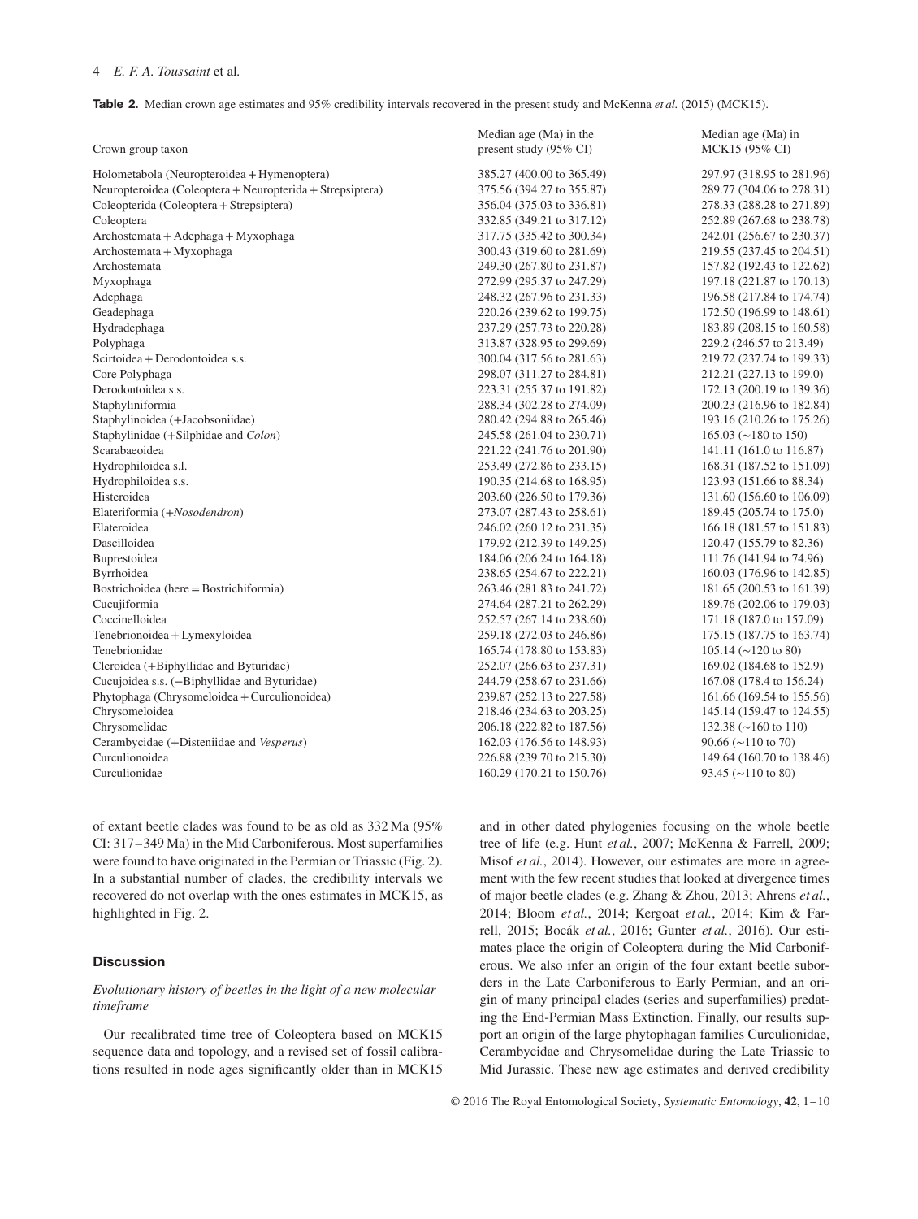**Table 2.** Median crown age estimates and 95% credibility intervals recovered in the present study and McKenna *et al.* (2015) (MCK15).

| Crown group taxon | Median age (Ma) in the present study (95% CI) | Median age (Ma) in MCK15 (95% CI) |
|---|---|---|
| Holometabola (Neuropteroidea + Hymenoptera) | 385.27 (400.00 to 365.49) | 297.97 (318.95 to 281.96) |
| Neuropteroidea (Coleoptera + Neuropterida + Strepsiptera) | 375.56 (394.27 to 355.87) | 289.77 (304.06 to 278.31) |
| Coleopterida (Coleoptera + Strepsiptera) | 356.04 (375.03 to 336.81) | 278.33 (288.28 to 271.89) |
| Coleoptera | 332.85 (349.21 to 317.12) | 252.89 (267.68 to 238.78) |
| Archostemata + Adephaga + Myxophaga | 317.75 (335.42 to 300.34) | 242.01 (256.67 to 230.37) |
| Archostemata + Myxophaga | 300.43 (319.60 to 281.69) | 219.55 (237.45 to 204.51) |
| Archostemata | 249.30 (267.80 to 231.87) | 157.82 (192.43 to 122.62) |
| Myxophaga | 272.99 (295.37 to 247.29) | 197.18 (221.87 to 170.13) |
| Adephaga | 248.32 (267.96 to 231.33) | 196.58 (217.84 to 174.74) |
| Geadephaga | 220.26 (239.62 to 199.75) | 172.50 (196.99 to 148.61) |
| Hydradephaga | 237.29 (257.73 to 220.28) | 183.89 (208.15 to 160.58) |
| Polyphaga | 313.87 (328.95 to 299.69) | 229.2 (246.57 to 213.49) |
| Scirtoidea + Derodontoidea s.s. | 300.04 (317.56 to 281.63) | 219.72 (237.74 to 199.33) |
| Core Polyphaga | 298.07 (311.27 to 284.81) | 212.21 (227.13 to 199.0) |
| Derodontoidea s.s. | 223.31 (255.37 to 191.82) | 172.13 (200.19 to 139.36) |
| Staphyliniformia | 288.34 (302.28 to 274.09) | 200.23 (216.96 to 182.84) |
| Staphylinoidea (+Jacobsoniidae) | 280.42 (294.88 to 265.46) | 193.16 (210.26 to 175.26) |
| Staphylinidae (+Silphidae and *Colon*) | 245.58 (261.04 to 230.71) | 165.03 (~180 to 150) |
| Scarabaeoidea | 221.22 (241.76 to 201.90) | 141.11 (161.0 to 116.87) |
| Hydrophiloidea s.l. | 253.49 (272.86 to 233.15) | 168.31 (187.52 to 151.09) |
| Hydrophiloidea s.s. | 190.35 (214.68 to 168.95) | 123.93 (151.66 to 88.34) |
| Histeroidea | 203.60 (226.50 to 179.36) | 131.60 (156.60 to 106.09) |
| Elateriformia (+*Nosodendron*) | 273.07 (287.43 to 258.61) | 189.45 (205.74 to 175.0) |
| Elateroidea | 246.02 (260.12 to 231.35) | 166.18 (181.57 to 151.83) |
| Dascilloidea | 179.92 (212.39 to 149.25) | 120.47 (155.79 to 82.36) |
| Buprestoidea | 184.06 (206.24 to 164.18) | 111.76 (141.94 to 74.96) |
| Byrrhoidea | 238.65 (254.67 to 222.21) | 160.03 (176.96 to 142.85) |
| Bostrichoidea (here = Bostrichiformia) | 263.46 (281.83 to 241.72) | 181.65 (200.53 to 161.39) |
| Cucujiformia | 274.64 (287.21 to 262.29) | 189.76 (202.06 to 179.03) |
| Coccinelloidea | 252.57 (267.14 to 238.60) | 171.18 (187.0 to 157.09) |
| Tenebrionoidea + Lymexyloidea | 259.18 (272.03 to 246.86) | 175.15 (187.75 to 163.74) |
| Tenebrionidae | 165.74 (178.80 to 153.83) | 105.14 (~120 to 80) |
| Cleroidea (+Biphyllidae and Byturidae) | 252.07 (266.63 to 237.31) | 169.02 (184.68 to 152.9) |
| Cucujoidea s.s. (−Biphyllidae and Byturidae) | 244.79 (258.67 to 231.66) | 167.08 (178.4 to 156.24) |
| Phytophaga (Chrysomeloidea + Curculionoidea) | 239.87 (252.13 to 227.58) | 161.66 (169.54 to 155.56) |
| Chrysomeloidea | 218.46 (234.63 to 203.25) | 145.14 (159.47 to 124.55) |
| Chrysomelidae | 206.18 (222.82 to 187.56) | 132.38 (~160 to 110) |
| Cerambycidae (+Disteniidae and *Vesperus*) | 162.03 (176.56 to 148.93) | 90.66 (~110 to 70) |
| Curculionoidea | 226.88 (239.70 to 215.30) | 149.64 (160.70 to 138.46) |
| Curculionidae | 160.29 (170.21 to 150.76) | 93.45 (~110 to 80) |

of extant beetle clades was found to be as old as 332 Ma (95% CI: 317–349 Ma) in the Mid Carboniferous. Most superfamilies were found to have originated in the Permian or Triassic (Fig. 2). In a substantial number of clades, the credibility intervals we recovered do not overlap with the ones estimates in MCK15, as highlighted in Fig. 2.

## Discussion

### *Evolutionary history of beetles in the light of a new molecular timeframe*

Our recalibrated time tree of Coleoptera based on MCK15 sequence data and topology, and a revised set of fossil calibrations resulted in node ages significantly older than in MCK15 and in other dated phylogenies focusing on the whole beetle tree of life (e.g. Hunt *et al.*, 2007; McKenna & Farrell, 2009; Misof *et al.*, 2014). However, our estimates are more in agreement with the few recent studies that looked at divergence times of major beetle clades (e.g. Zhang & Zhou, 2013; Ahrens *et al.*, 2014; Bloom *et al.*, 2014; Kergoat *et al.*, 2014; Kim & Farrell, 2015; Bocák *et al.*, 2016; Gunter *et al.*, 2016). Our estimates place the origin of Coleoptera during the Mid Carboniferous. We also infer an origin of the four extant beetle suborders in the Late Carboniferous to Early Permian, and an origin of many principal clades (series and superfamilies) predating the End-Permian Mass Extinction. Finally, our results support an origin of the large phytophagan families Curculionidae, Cerambycidae and Chrysomelidae during the Late Triassic to Mid Jurassic. These new age estimates and derived credibility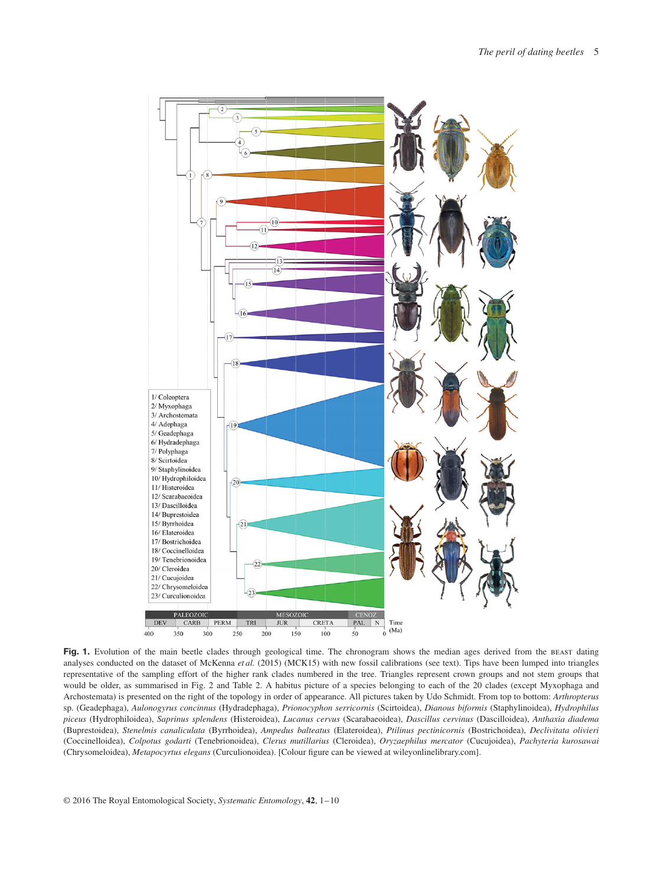**Fig. 1.** Evolution of the main beetle clades through geological time. The chronogram shows the median ages derived from the BEAST dating analyses conducted on the dataset of McKenna *et al.* (2015) (MCK15) with new fossil calibrations (see text). Tips have been lumped into triangles representative of the sampling effort of the higher rank clades numbered in the tree. Triangles represent crown groups and not stem groups that would be older, as summarised in Fig. 2 and Table 2. A habitus picture of a species belonging to each of the 20 clades (except Myxophaga and Archostemata) is presented on the right of the topology in order of appearance. All pictures taken by Udo Schmidt. From top to bottom: *Arthropterus* sp. (Geadephaga), *Aulonogyrus concinnus* (Hydradephaga), *Prionocyphon serricornis* (Scirtoidea), *Dianous biformis* (Staphylinoidea), *Hydrophilus piceus* (Hydrophiloidea), *Saprinus splendens* (Histeroidea), *Lucanus cervus* (Scarabaeoidea), *Dascillus cervinus* (Dascilloidea), *Anthaxia diadema* (Buprestoidea), *Stenelmis canaliculata* (Byrrhoidea), *Ampedus balteatus* (Elateroidea), *Ptilinus pectinicornis* (Bostrichoidea), *Declivitata olivieri* (Coccinelloidea), *Colpotus godarti* (Tenebrionoidea), *Clerus mutillarius* (Cleroidea), *Oryzaephilus mercator* (Cucujoidea), *Pachyteria kurosawai* (Chrysomeloidea), *Metapocyrtus elegans* (Curculionoidea). [Colour figure can be viewed at wileyonlinelibrary.com].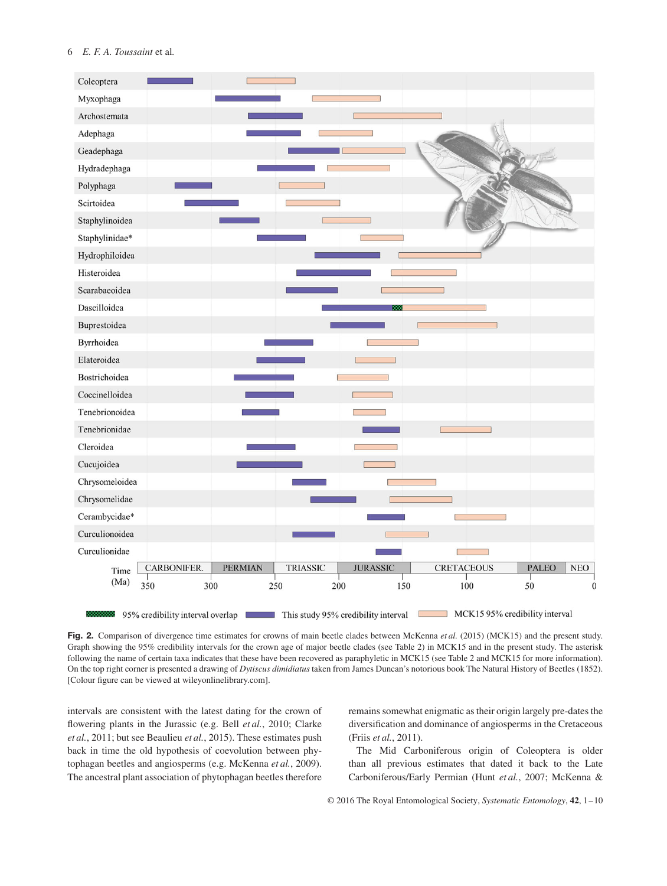**Fig. 2.** Comparison of divergence time estimates for crowns of main beetle clades between McKenna *et al.* (2015) (MCK15) and the present study. Graph showing the 95% credibility intervals for the crown age of major beetle clades (see Table 2) in MCK15 and in the present study. The asterisk following the name of certain taxa indicates that these have been recovered as paraphyletic in MCK15 (see Table 2 and MCK15 for more information). On the top right corner is presented a drawing of *Dytiscus dimidiatus* taken from James Duncan's notorious book The Natural History of Beetles (1852). [Colour figure can be viewed at wileyonlinelibrary.com].

intervals are consistent with the latest dating for the crown of flowering plants in the Jurassic (e.g. Bell *et al.*, 2010; Clarke *et al.*, 2011; but see Beaulieu *et al.*, 2015). These estimates push back in time the old hypothesis of coevolution between phytophagan beetles and angiosperms (e.g. McKenna *et al.*, 2009). The ancestral plant association of phytophagan beetles therefore remains somewhat enigmatic as their origin largely pre-dates the diversification and dominance of angiosperms in the Cretaceous (Friis *et al.*, 2011).

The Mid Carboniferous origin of Coleoptera is older than all previous estimates that dated it back to the Late Carboniferous/Early Permian (Hunt *et al.*, 2007; McKenna &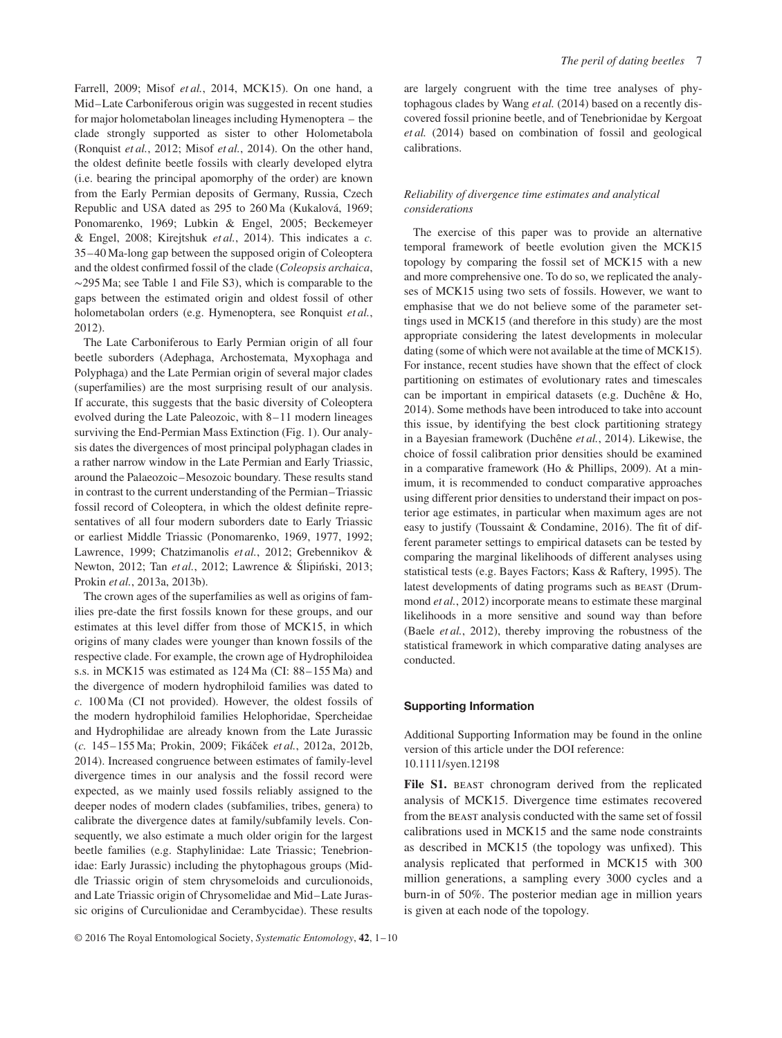Farrell, 2009; Misof *et al.*, 2014, MCK15). On one hand, a Mid–Late Carboniferous origin was suggested in recent studies for major holometabolan lineages including Hymenoptera – the clade strongly supported as sister to other Holometabola (Ronquist *et al.*, 2012; Misof *et al.*, 2014). On the other hand, the oldest definite beetle fossils with clearly developed elytra (i.e. bearing the principal apomorphy of the order) are known from the Early Permian deposits of Germany, Russia, Czech Republic and USA dated as 295 to 260 Ma (Kukalová, 1969; Ponomarenko, 1969; Lubkin & Engel, 2005; Beckemeyer & Engel, 2008; Kirejtshuk *et al.*, 2014). This indicates a *c.* 35–40 Ma-long gap between the supposed origin of Coleoptera and the oldest confirmed fossil of the clade (*Coleopsis archaica*, ~295 Ma; see Table 1 and File S3), which is comparable to the gaps between the estimated origin and oldest fossil of other holometabolan orders (e.g. Hymenoptera, see Ronquist *et al.*, 2012).

The Late Carboniferous to Early Permian origin of all four beetle suborders (Adephaga, Archostemata, Myxophaga and Polyphaga) and the Late Permian origin of several major clades (superfamilies) are the most surprising result of our analysis. If accurate, this suggests that the basic diversity of Coleoptera evolved during the Late Paleozoic, with 8–11 modern lineages surviving the End-Permian Mass Extinction (Fig. 1). Our analysis dates the divergences of most principal polyphagan clades in a rather narrow window in the Late Permian and Early Triassic, around the Palaeozoic–Mesozoic boundary. These results stand in contrast to the current understanding of the Permian–Triassic fossil record of Coleoptera, in which the oldest definite representatives of all four modern suborders date to Early Triassic or earliest Middle Triassic (Ponomarenko, 1969, 1977, 1992; Lawrence, 1999; Chatzimanolis *et al.*, 2012; Grebennikov & Newton, 2012; Tan *et al.*, 2012; Lawrence & Ślipiński, 2013; Prokin *et al.*, 2013a, 2013b).

The crown ages of the superfamilies as well as origins of families pre-date the first fossils known for these groups, and our estimates at this level differ from those of MCK15, in which origins of many clades were younger than known fossils of the respective clade. For example, the crown age of Hydrophiloidea s.s. in MCK15 was estimated as 124 Ma (CI: 88–155 Ma) and the divergence of modern hydrophiloid families was dated to *c.* 100 Ma (CI not provided). However, the oldest fossils of the modern hydrophiloid families Helophoridae, Spercheidae and Hydrophilidae are already known from the Late Jurassic (*c.* 145–155 Ma; Prokin, 2009; Fikáček *et al.*, 2012a, 2012b, 2014). Increased congruence between estimates of family-level divergence times in our analysis and the fossil record were expected, as we mainly used fossils reliably assigned to the deeper nodes of modern clades (subfamilies, tribes, genera) to calibrate the divergence dates at family/subfamily levels. Consequently, we also estimate a much older origin for the largest beetle families (e.g. Staphylinidae: Late Triassic; Tenebrionidae: Early Jurassic) including the phytophagous groups (Middle Triassic origin of stem chrysomeloids and curculionoids, and Late Triassic origin of Chrysomelidae and Mid–Late Jurassic origins of Curculionidae and Cerambycidae). These results are largely congruent with the time tree analyses of phytophagous clades by Wang *et al.* (2014) based on a recently discovered fossil prionine beetle, and of Tenebrionidae by Kergoat *et al.* (2014) based on combination of fossil and geological calibrations.

### *Reliability of divergence time estimates and analytical considerations*

The exercise of this paper was to provide an alternative temporal framework of beetle evolution given the MCK15 topology by comparing the fossil set of MCK15 with a new and more comprehensive one. To do so, we replicated the analyses of MCK15 using two sets of fossils. However, we want to emphasise that we do not believe some of the parameter settings used in MCK15 (and therefore in this study) are the most appropriate considering the latest developments in molecular dating (some of which were not available at the time of MCK15). For instance, recent studies have shown that the effect of clock partitioning on estimates of evolutionary rates and timescales can be important in empirical datasets (e.g. Duchêne & Ho, 2014). Some methods have been introduced to take into account this issue, by identifying the best clock partitioning strategy in a Bayesian framework (Duchêne *et al.*, 2014). Likewise, the choice of fossil calibration prior densities should be examined in a comparative framework (Ho & Phillips, 2009). At a minimum, it is recommended to conduct comparative approaches using different prior densities to understand their impact on posterior age estimates, in particular when maximum ages are not easy to justify (Toussaint & Condamine, 2016). The fit of different parameter settings to empirical datasets can be tested by comparing the marginal likelihoods of different analyses using statistical tests (e.g. Bayes Factors; Kass & Raftery, 1995). The latest developments of dating programs such as BEAST (Drummond *et al.*, 2012) incorporate means to estimate these marginal likelihoods in a more sensitive and sound way than before (Baele *et al.*, 2012), thereby improving the robustness of the statistical framework in which comparative dating analyses are conducted.

## Supporting Information

Additional Supporting Information may be found in the online version of this article under the DOI reference: 10.1111/syen.12198

**File S1.** BEAST chronogram derived from the replicated analysis of MCK15. Divergence time estimates recovered from the BEAST analysis conducted with the same set of fossil calibrations used in MCK15 and the same node constraints as described in MCK15 (the topology was unfixed). This analysis replicated that performed in MCK15 with 300 million generations, a sampling every 3000 cycles and a burn-in of 50%. The posterior median age in million years is given at each node of the topology.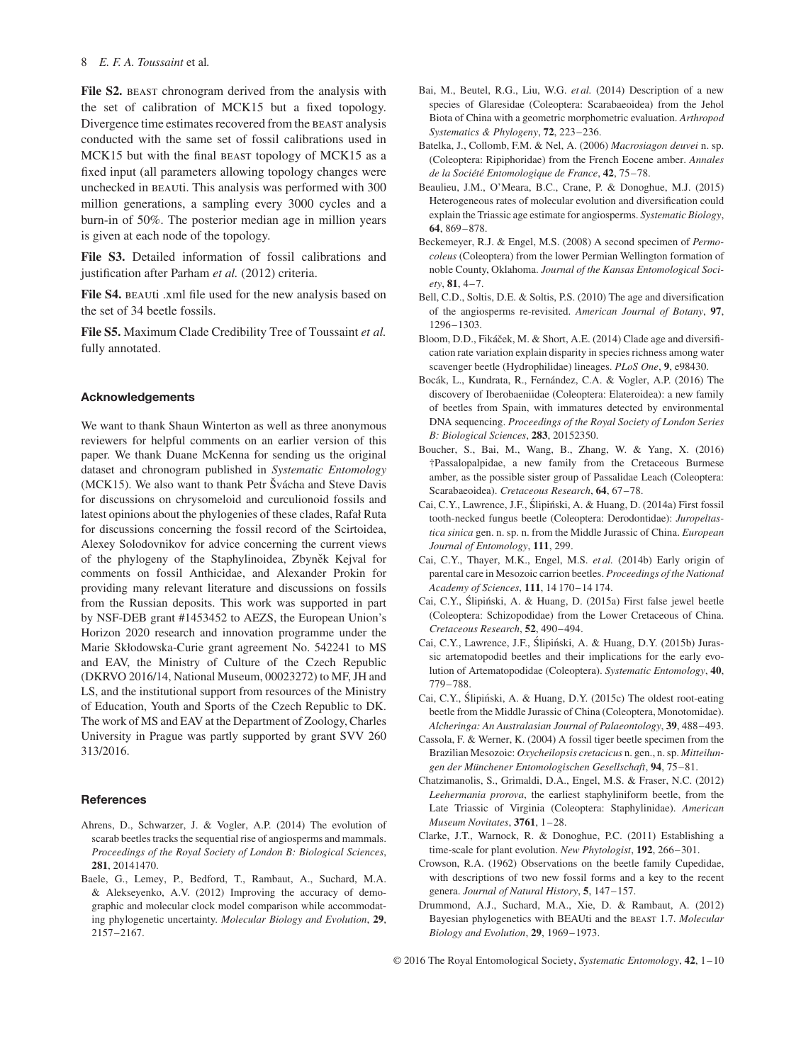**File S2.** BEAST chronogram derived from the analysis with the set of calibration of MCK15 but a fixed topology. Divergence time estimates recovered from the BEAST analysis conducted with the same set of fossil calibrations used in MCK15 but with the final BEAST topology of MCK15 as a fixed input (all parameters allowing topology changes were unchecked in BEAUti. This analysis was performed with 300 million generations, a sampling every 3000 cycles and a burn-in of 50%. The posterior median age in million years is given at each node of the topology.

**File S3.** Detailed information of fossil calibrations and justification after Parham *et al.* (2012) criteria.

**File S4.** BEAUti .xml file used for the new analysis based on the set of 34 beetle fossils.

**File S5.** Maximum Clade Credibility Tree of Toussaint *et al.* fully annotated.

## Acknowledgements

We want to thank Shaun Winterton as well as three anonymous reviewers for helpful comments on an earlier version of this paper. We thank Duane McKenna for sending us the original dataset and chronogram published in *Systematic Entomology* (MCK15). We also want to thank Petr Švácha and Steve Davis for discussions on chrysomeloid and curculionoid fossils and latest opinions about the phylogenies of these clades, Rafał Ruta for discussions concerning the fossil record of the Scirtoidea, Alexey Solodovnikov for advice concerning the current views of the phylogeny of the Staphylinoidea, Zbyněk Kejval for comments on fossil Anthicidae, and Alexander Prokin for providing many relevant literature and discussions on fossils from the Russian deposits. This work was supported in part by NSF-DEB grant #1453452 to AEZS, the European Union's Horizon 2020 research and innovation programme under the Marie Skłodowska-Curie grant agreement No. 542241 to MS and EAV, the Ministry of Culture of the Czech Republic (DKRVO 2016/14, National Museum, 00023272) to MF, JH and LS, and the institutional support from resources of the Ministry of Education, Youth and Sports of the Czech Republic to DK. The work of MS and EAV at the Department of Zoology, Charles University in Prague was partly supported by grant SVV 260 313/2016.

## References

Ahrens, D., Schwarzer, J. & Vogler, A.P. (2014) The evolution of scarab beetles tracks the sequential rise of angiosperms and mammals. *Proceedings of the Royal Society of London B: Biological Sciences*, **281**, 20141470.

Baele, G., Lemey, P., Bedford, T., Rambaut, A., Suchard, M.A. & Alekseyenko, A.V. (2012) Improving the accuracy of demographic and molecular clock model comparison while accommodating phylogenetic uncertainty. *Molecular Biology and Evolution*, **29**, 2157–2167.

Bai, M., Beutel, R.G., Liu, W.G. *et al.* (2014) Description of a new species of Glaresidae (Coleoptera: Scarabaeoidea) from the Jehol Biota of China with a geometric morphometric evaluation. *Arthropod Systematics & Phylogeny*, **72**, 223–236.

Batelka, J., Collomb, F.M. & Nel, A. (2006) *Macrosiagon deuvei* n. sp. (Coleoptera: Ripiphoridae) from the French Eocene amber. *Annales de la Société Entomologique de France*, **42**, 75–78.

Beaulieu, J.M., O'Meara, B.C., Crane, P. & Donoghue, M.J. (2015) Heterogeneous rates of molecular evolution and diversification could explain the Triassic age estimate for angiosperms. *Systematic Biology*, **64**, 869–878.

Beckemeyer, R.J. & Engel, M.S. (2008) A second specimen of *Permocoleus* (Coleoptera) from the lower Permian Wellington formation of noble County, Oklahoma. *Journal of the Kansas Entomological Society*, **81**, 4–7.

Bell, C.D., Soltis, D.E. & Soltis, P.S. (2010) The age and diversification of the angiosperms re-revisited. *American Journal of Botany*, **97**, 1296–1303.

Bloom, D.D., Fikáček, M. & Short, A.E. (2014) Clade age and diversification rate variation explain disparity in species richness among water scavenger beetle (Hydrophilidae) lineages. *PLoS One*, **9**, e98430.

Bocák, L., Kundrata, R., Fernández, C.A. & Vogler, A.P. (2016) The discovery of Iberobaeniidae (Coleoptera: Elateroidea): a new family of beetles from Spain, with immatures detected by environmental DNA sequencing. *Proceedings of the Royal Society of London Series B: Biological Sciences*, **283**, 20152350.

Boucher, S., Bai, M., Wang, B., Zhang, W. & Yang, X. (2016) †Passalopalpidae, a new family from the Cretaceous Burmese amber, as the possible sister group of Passalidae Leach (Coleoptera: Scarabaeoidea). *Cretaceous Research*, **64**, 67–78.

Cai, C.Y., Lawrence, J.F., Ślipiński, A. & Huang, D. (2014a) First fossil tooth-necked fungus beetle (Coleoptera: Derodontidae): *Juropeltastica sinica* gen. n. sp. n. from the Middle Jurassic of China. *European Journal of Entomology*, **111**, 299.

Cai, C.Y., Thayer, M.K., Engel, M.S. *et al.* (2014b) Early origin of parental care in Mesozoic carrion beetles. *Proceedings of the National Academy of Sciences*, **111**, 14 170–14 174.

Cai, C.Y., Ślipiński, A. & Huang, D. (2015a) First false jewel beetle (Coleoptera: Schizopodidae) from the Lower Cretaceous of China. *Cretaceous Research*, **52**, 490–494.

Cai, C.Y., Lawrence, J.F., Ślipiński, A. & Huang, D.Y. (2015b) Jurassic artematopodid beetles and their implications for the early evolution of Artematopodidae (Coleoptera). *Systematic Entomology*, **40**, 779–788.

Cai, C.Y., Ślipiński, A. & Huang, D.Y. (2015c) The oldest root-eating beetle from the Middle Jurassic of China (Coleoptera, Monotomidae). *Alcheringa: An Australasian Journal of Palaeontology*, **39**, 488–493.

Cassola, F. & Werner, K. (2004) A fossil tiger beetle specimen from the Brazilian Mesozoic: *Oxycheilopsis cretacicus* n. gen., n. sp. *Mitteilungen der Münchener Entomologischen Gesellschaft*, **94**, 75–81.

Chatzimanolis, S., Grimaldi, D.A., Engel, M.S. & Fraser, N.C. (2012) *Leehermania prorova*, the earliest staphyliniform beetle, from the Late Triassic of Virginia (Coleoptera: Staphylinidae). *American Museum Novitates*, **3761**, 1–28.

Clarke, J.T., Warnock, R. & Donoghue, P.C. (2011) Establishing a time-scale for plant evolution. *New Phytologist*, **192**, 266–301.

Crowson, R.A. (1962) Observations on the beetle family Cupedidae, with descriptions of two new fossil forms and a key to the recent genera. *Journal of Natural History*, **5**, 147–157.

Drummond, A.J., Suchard, M.A., Xie, D. & Rambaut, A. (2012) Bayesian phylogenetics with BEAUti and the BEAST 1.7. *Molecular Biology and Evolution*, **29**, 1969–1973.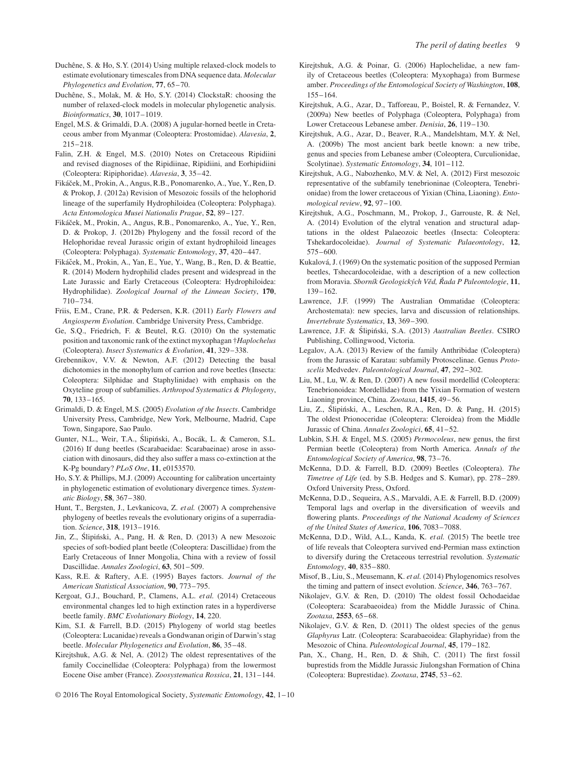Duchêne, S. & Ho, S.Y. (2014) Using multiple relaxed-clock models to estimate evolutionary timescales from DNA sequence data. *Molecular Phylogenetics and Evolution*, **77**, 65–70.

Duchêne, S., Molak, M. & Ho, S.Y. (2014) ClockstaR: choosing the number of relaxed-clock models in molecular phylogenetic analysis. *Bioinformatics*, **30**, 1017–1019.

Engel, M.S. & Grimaldi, D.A. (2008) A jugular-horned beetle in Cretaceous amber from Myanmar (Coleoptera: Prostomidae). *Alavesia*, **2**, 215–218.

Falin, Z.H. & Engel, M.S. (2010) Notes on Cretaceous Ripidiini and revised diagnoses of the Ripidiinae, Ripidiini, and Eorhipidiini (Coleoptera: Ripiphoridae). *Alavesia*, **3**, 35–42.

Fikáček, M., Prokin, A., Angus, R.B., Ponomarenko, A., Yue, Y., Ren, D. & Prokop, J. (2012a) Revision of Mesozoic fossils of the helophorid lineage of the superfamily Hydrophiloidea (Coleoptera: Polyphaga). *Acta Entomologica Musei Nationalis Pragae*, **52**, 89–127.

Fikáček, M., Prokin, A., Angus, R.B., Ponomarenko, A., Yue, Y., Ren, D. & Prokop, J. (2012b) Phylogeny and the fossil record of the Helophoridae reveal Jurassic origin of extant hydrophiloid lineages (Coleoptera: Polyphaga). *Systematic Entomology*, **37**, 420–447.

Fikáček, M., Prokin, A., Yan, E., Yue, Y., Wang, B., Ren, D. & Beattie, R. (2014) Modern hydrophilid clades present and widespread in the Late Jurassic and Early Cretaceous (Coleoptera: Hydrophiloidea: Hydrophilidae). *Zoological Journal of the Linnean Society*, **170**, 710–734.

Friis, E.M., Crane, P.R. & Pedersen, K.R. (2011) *Early Flowers and Angiosperm Evolution*. Cambridge University Press, Cambridge.

Ge, S.Q., Friedrich, F. & Beutel, R.G. (2010) On the systematic position and taxonomic rank of the extinct myxophagan †*Haplochelus* (Coleoptera). *Insect Systematics & Evolution*, **41**, 329–338.

Grebennikov, V.V. & Newton, A.F. (2012) Detecting the basal dichotomies in the monophylum of carrion and rove beetles (Insecta: Coleoptera: Silphidae and Staphylinidae) with emphasis on the Oxyteline group of subfamilies. *Arthropod Systematics & Phylogeny*, **70**, 133–165.

Grimaldi, D. & Engel, M.S. (2005) *Evolution of the Insects*. Cambridge University Press, Cambridge, New York, Melbourne, Madrid, Cape Town, Singapore, Sao Paulo.

Gunter, N.L., Weir, T.A., Ślipiński, A., Bocák, L. & Cameron, S.L. (2016) If dung beetles (Scarabaeidae: Scarabaeinae) arose in association with dinosaurs, did they also suffer a mass co-extinction at the K-Pg boundary? *PLoS One*, **11**, e0153570.

Ho, S.Y. & Phillips, M.J. (2009) Accounting for calibration uncertainty in phylogenetic estimation of evolutionary divergence times. *Systematic Biology*, **58**, 367–380.

Hunt, T., Bergsten, J., Levkanicova, Z. *et al.* (2007) A comprehensive phylogeny of beetles reveals the evolutionary origins of a superradiation. *Science*, **318**, 1913–1916.

Jin, Z., Ślipiński, A., Pang, H. & Ren, D. (2013) A new Mesozoic species of soft-bodied plant beetle (Coleoptera: Dascillidae) from the Early Cretaceous of Inner Mongolia, China with a review of fossil Dascillidae. *Annales Zoologici*, **63**, 501–509.

Kass, R.E. & Raftery, A.E. (1995) Bayes factors. *Journal of the American Statistical Association*, **90**, 773–795.

Kergoat, G.J., Bouchard, P., Clamens, A.L. *et al.* (2014) Cretaceous environmental changes led to high extinction rates in a hyperdiverse beetle family. *BMC Evolutionary Biology*, **14**, 220.

Kim, S.I. & Farrell, B.D. (2015) Phylogeny of world stag beetles (Coleoptera: Lucanidae) reveals a Gondwanan origin of Darwin's stag beetle. *Molecular Phylogenetics and Evolution*, **86**, 35–48.

Kirejtshuk, A.G. & Nel, A. (2012) The oldest representatives of the family Coccinellidae (Coleoptera: Polyphaga) from the lowermost Eocene Oise amber (France). *Zoosystematica Rossica*, **21**, 131–144.

Kirejtshuk, A.G. & Poinar, G. (2006) Haplochelidae, a new family of Cretaceous beetles (Coleoptera: Myxophaga) from Burmese amber. *Proceedings of the Entomological Society of Washington*, **108**, 155–164.

Kirejtshuk, A.G., Azar, D., Tafforeau, P., Boistel, R. & Fernandez, V. (2009a) New beetles of Polyphaga (Coleoptera, Polyphaga) from Lower Cretaceous Lebanese amber. *Denisia*, **26**, 119–130.

Kirejtshuk, A.G., Azar, D., Beaver, R.A., Mandelshtam, M.Y. & Nel, A. (2009b) The most ancient bark beetle known: a new tribe, genus and species from Lebanese amber (Coleoptera, Curculionidae, Scolytinae). *Systematic Entomology*, **34**, 101–112.

Kirejtshuk, A.G., Nabozhenko, M.V. & Nel, A. (2012) First mesozoic representative of the subfamily tenebrioninae (Coleoptera, Tenebrionidae) from the lower cretaceous of Yixian (China, Liaoning). *Entomological review*, **92**, 97–100.

Kirejtshuk, A.G., Poschmann, M., Prokop, J., Garrouste, R. & Nel, A. (2014) Evolution of the elytral venation and structural adaptations in the oldest Palaeozoic beetles (Insecta: Coleoptera: Tshekardocoleidae). *Journal of Systematic Palaeontology*, **12**, 575–600.

Kukalová, J. (1969) On the systematic position of the supposed Permian beetles, Tshecardocoleidae, with a description of a new collection from Moravia. *Sborník Geologických Věd, Řada P Paleontologie*, **11**, 139–162.

Lawrence, J.F. (1999) The Australian Ommatidae (Coleoptera: Archostemata): new species, larva and discussion of relationships. *Invertebrate Systematics*, **13**, 369–390.

Lawrence, J.F. & Ślipiński, S.A. (2013) *Australian Beetles*. CSIRO Publishing, Collingwood, Victoria.

Legalov, A.A. (2013) Review of the family Anthribidae (Coleoptera) from the Jurassic of Karatau: subfamily Protoscelinae. Genus *Protoscelis* Medvedev. *Paleontological Journal*, **47**, 292–302.

Liu, M., Lu, W. & Ren, D. (2007) A new fossil mordellid (Coleoptera: Tenebrionoidea: Mordellidae) from the Yixian Formation of western Liaoning province, China. *Zootaxa*, **1415**, 49–56.

Liu, Z., Ślipiński, A., Leschen, R.A., Ren, D. & Pang, H. (2015) The oldest Prionoceridae (Coleoptera: Cleroidea) from the Middle Jurassic of China. *Annales Zoologici*, **65**, 41–52.

Lubkin, S.H. & Engel, M.S. (2005) *Permocoleus*, new genus, the first Permian beetle (Coleoptera) from North America. *Annals of the Entomological Society of America*, **98**, 73–76.

McKenna, D.D. & Farrell, B.D. (2009) Beetles (Coleoptera). *The Timetree of Life* (ed. by S.B. Hedges and S. Kumar), pp. 278–289. Oxford University Press, Oxford.

McKenna, D.D., Sequeira, A.S., Marvaldi, A.E. & Farrell, B.D. (2009) Temporal lags and overlap in the diversification of weevils and flowering plants. *Proceedings of the National Academy of Sciences of the United States of America*, **106**, 7083–7088.

McKenna, D.D., Wild, A.L., Kanda, K. *et al.* (2015) The beetle tree of life reveals that Coleoptera survived end-Permian mass extinction to diversify during the Cretaceous terrestrial revolution. *Systematic Entomology*, **40**, 835–880.

Misof, B., Liu, S., Meusemann, K. *et al.* (2014) Phylogenomics resolves the timing and pattern of insect evolution. *Science*, **346**, 763–767.

Nikolajev, G.V. & Ren, D. (2010) The oldest fossil Ochodaeidae (Coleoptera: Scarabaeoidea) from the Middle Jurassic of China. *Zootaxa*, **2553**, 65–68.

Nikolajev, G.V. & Ren, D. (2011) The oldest species of the genus *Glaphyrus* Latr. (Coleoptera: Scarabaeoidea: Glaphyridae) from the Mesozoic of China. *Paleontological Journal*, **45**, 179–182.

Pan, X., Chang, H., Ren, D. & Shih, C. (2011) The first fossil buprestids from the Middle Jurassic Jiulongshan Formation of China (Coleoptera: Buprestidae). *Zootaxa*, **2745**, 53–62.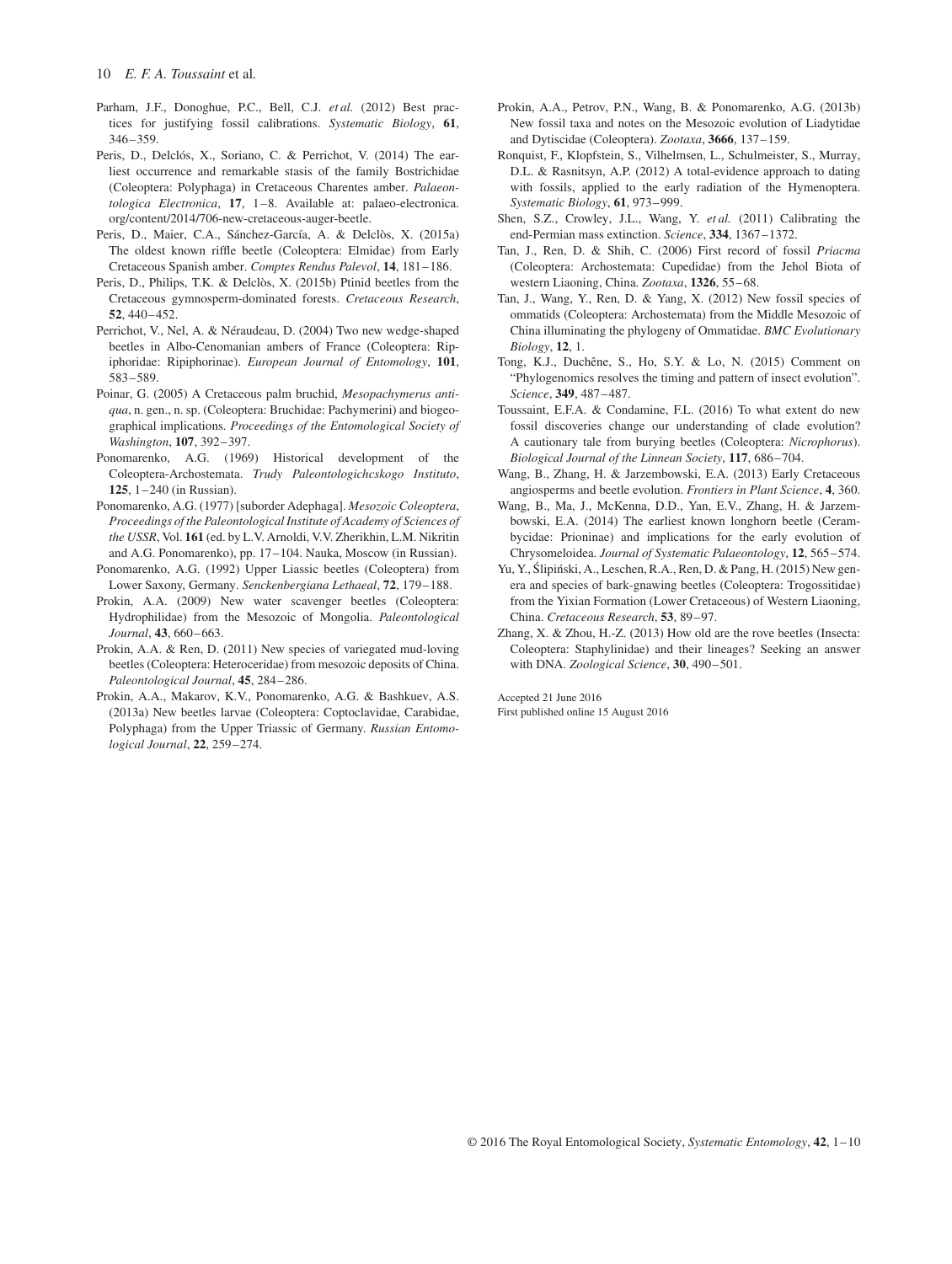Parham, J.F., Donoghue, P.C., Bell, C.J. *et al.* (2012) Best practices for justifying fossil calibrations. *Systematic Biology*, **61**, 346–359.

Peris, D., Delclós, X., Soriano, C. & Perrichot, V. (2014) The earliest occurrence and remarkable stasis of the family Bostrichidae (Coleoptera: Polyphaga) in Cretaceous Charentes amber. *Palaeontologica Electronica*, **17**, 1–8. Available at: palaeo-electronica.org/content/2014/706-new-cretaceous-auger-beetle.

Peris, D., Maier, C.A., Sánchez-García, A. & Delclòs, X. (2015a) The oldest known riffle beetle (Coleoptera: Elmidae) from Early Cretaceous Spanish amber. *Comptes Rendus Palevol*, **14**, 181–186.

Peris, D., Philips, T.K. & Delclòs, X. (2015b) Ptinid beetles from the Cretaceous gymnosperm-dominated forests. *Cretaceous Research*, **52**, 440–452.

Perrichot, V., Nel, A. & Néraudeau, D. (2004) Two new wedge-shaped beetles in Albo-Cenomanian ambers of France (Coleoptera: Ripiphoridae: Ripiphorinae). *European Journal of Entomology*, **101**, 583–589.

Poinar, G. (2005) A Cretaceous palm bruchid, *Mesopachymerus antiqua*, n. gen., n. sp. (Coleoptera: Bruchidae: Pachymerini) and biogeographical implications. *Proceedings of the Entomological Society of Washington*, **107**, 392–397.

Ponomarenko, A.G. (1969) Historical development of the Coleoptera-Archostemata. *Trudy Paleontologichcskogo Instituto*, **125**, 1–240 (in Russian).

Ponomarenko, A.G. (1977) [suborder Adephaga]. *Mesozoic Coleoptera, Proceedings of the Paleontological Institute of Academy of Sciences of the USSR*, Vol. **161** (ed. by L.V. Arnoldi, V.V. Zherikhin, L.M. Nikritin and A.G. Ponomarenko), pp. 17–104. Nauka, Moscow (in Russian).

Ponomarenko, A.G. (1992) Upper Liassic beetles (Coleoptera) from Lower Saxony, Germany. *Senckenbergiana Lethaeal*, **72**, 179–188.

Prokin, A.A. (2009) New water scavenger beetles (Coleoptera: Hydrophilidae) from the Mesozoic of Mongolia. *Paleontological Journal*, **43**, 660–663.

Prokin, A.A. & Ren, D. (2011) New species of variegated mud-loving beetles (Coleoptera: Heteroceridae) from mesozoic deposits of China. *Paleontological Journal*, **45**, 284–286.

Prokin, A.A., Makarov, K.V., Ponomarenko, A.G. & Bashkuev, A.S. (2013a) New beetles larvae (Coleoptera: Coptoclavidae, Carabidae, Polyphaga) from the Upper Triassic of Germany. *Russian Entomological Journal*, **22**, 259–274.

Prokin, A.A., Petrov, P.N., Wang, B. & Ponomarenko, A.G. (2013b) New fossil taxa and notes on the Mesozoic evolution of Liadytidae and Dytiscidae (Coleoptera). *Zootaxa*, **3666**, 137–159.

Ronquist, F., Klopfstein, S., Vilhelmsen, L., Schulmeister, S., Murray, D.L. & Rasnitsyn, A.P. (2012) A total-evidence approach to dating with fossils, applied to the early radiation of the Hymenoptera. *Systematic Biology*, **61**, 973–999.

Shen, S.Z., Crowley, J.L., Wang, Y. *et al.* (2011) Calibrating the end-Permian mass extinction. *Science*, **334**, 1367–1372.

Tan, J., Ren, D. & Shih, C. (2006) First record of fossil *Priacma* (Coleoptera: Archostemata: Cupedidae) from the Jehol Biota of western Liaoning, China. *Zootaxa*, **1326**, 55–68.

Tan, J., Wang, Y., Ren, D. & Yang, X. (2012) New fossil species of ommatids (Coleoptera: Archostemata) from the Middle Mesozoic of China illuminating the phylogeny of Ommatidae. *BMC Evolutionary Biology*, **12**, 1.

Tong, K.J., Duchêne, S., Ho, S.Y. & Lo, N. (2015) Comment on "Phylogenomics resolves the timing and pattern of insect evolution". *Science*, **349**, 487–487.

Toussaint, E.F.A. & Condamine, F.L. (2016) To what extent do new fossil discoveries change our understanding of clade evolution? A cautionary tale from burying beetles (Coleoptera: *Nicrophorus*). *Biological Journal of the Linnean Society*, **117**, 686–704.

Wang, B., Zhang, H. & Jarzembowski, E.A. (2013) Early Cretaceous angiosperms and beetle evolution. *Frontiers in Plant Science*, **4**, 360.

Wang, B., Ma, J., McKenna, D.D., Yan, E.V., Zhang, H. & Jarzembowski, E.A. (2014) The earliest known longhorn beetle (Cerambycidae: Prioninae) and implications for the early evolution of Chrysomeloidea. *Journal of Systematic Palaeontology*, **12**, 565–574.

Yu, Y., Ślipiński, A., Leschen, R.A., Ren, D. & Pang, H. (2015) New genera and species of bark-gnawing beetles (Coleoptera: Trogossitidae) from the Yixian Formation (Lower Cretaceous) of Western Liaoning, China. *Cretaceous Research*, **53**, 89–97.

Zhang, X. & Zhou, H.-Z. (2013) How old are the rove beetles (Insecta: Coleoptera: Staphylinidae) and their lineages? Seeking an answer with DNA. *Zoological Science*, **30**, 490–501.

Accepted 21 June 2016
First published online 15 August 2016